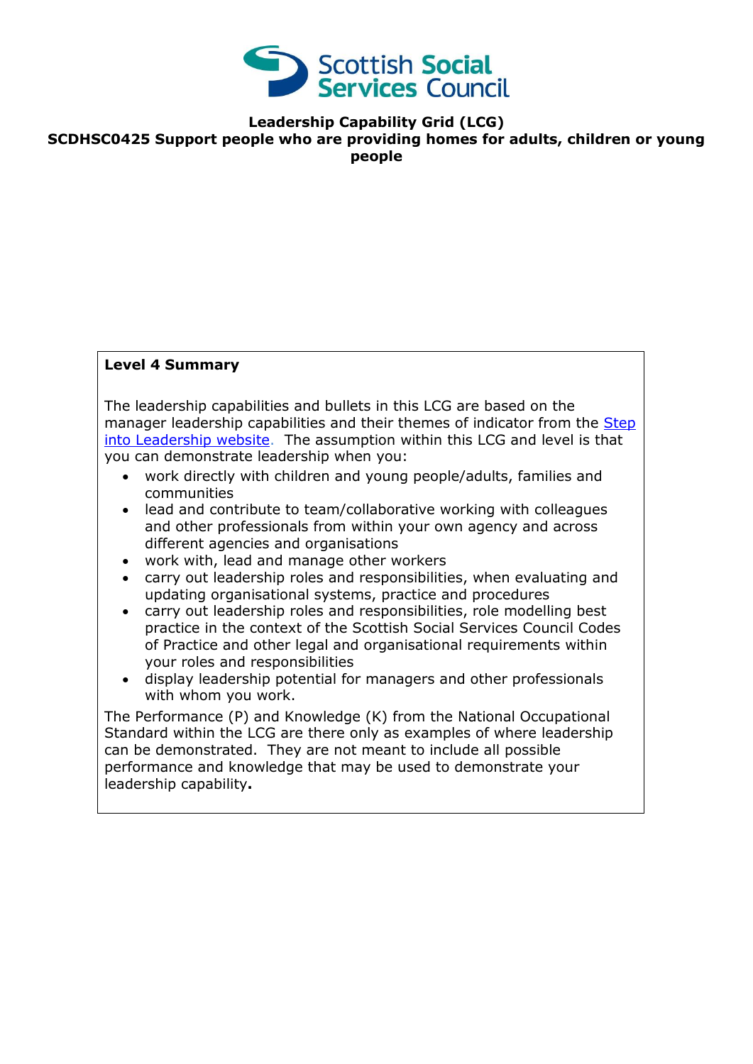Scottish Social Services Council

**Leadership Capability Grid (LCG)**
**SCDHSC0425 Support people who are providing homes for adults, children or young people**

**Level 4 Summary**

The leadership capabilities and bullets in this LCG are based on the manager leadership capabilities and their themes of indicator from the Step into Leadership website. The assumption within this LCG and level is that you can demonstrate leadership when you:

- work directly with children and young people/adults, families and communities
- lead and contribute to team/collaborative working with colleagues and other professionals from within your own agency and across different agencies and organisations
- work with, lead and manage other workers
- carry out leadership roles and responsibilities, when evaluating and updating organisational systems, practice and procedures
- carry out leadership roles and responsibilities, role modelling best practice in the context of the Scottish Social Services Council Codes of Practice and other legal and organisational requirements within your roles and responsibilities
- display leadership potential for managers and other professionals with whom you work.

The Performance (P) and Knowledge (K) from the National Occupational Standard within the LCG are there only as examples of where leadership can be demonstrated. They are not meant to include all possible performance and knowledge that may be used to demonstrate your leadership capability**.**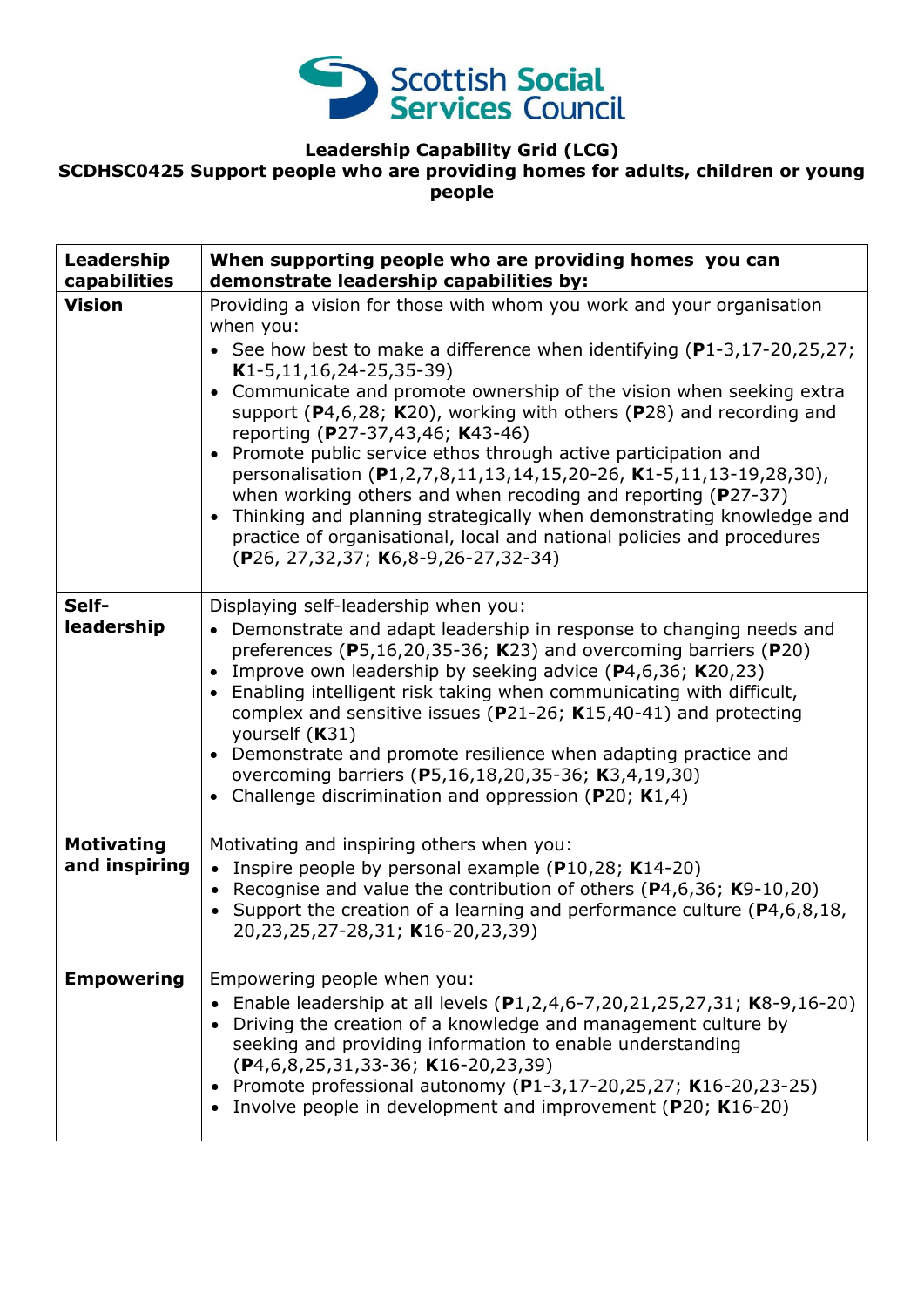**Leadership Capability Grid (LCG)**
**SCDHSC0425 Support people who are providing homes for adults, children or young people**

| Leadership capabilities | When supporting people who are providing homes you can demonstrate leadership capabilities by: |
|---|---|
| **Vision** | Providing a vision for those with whom you work and your organisation when you:<br>• See how best to make a difference when identifying (**P**1-3,17-20,25,27; **K**1-5,11,16,24-25,35-39)<br>• Communicate and promote ownership of the vision when seeking extra support (**P**4,6,28; **K**20), working with others (**P**28) and recording and reporting (**P**27-37,43,46; **K**43-46)<br>• Promote public service ethos through active participation and personalisation (**P**1,2,7,8,11,13,14,15,20-26, **K**1-5,11,13-19,28,30), when working others and when recoding and reporting (**P**27-37)<br>• Thinking and planning strategically when demonstrating knowledge and practice of organisational, local and national policies and procedures (**P**26, 27,32,37; **K**6,8-9,26-27,32-34) |
| **Self-leadership** | Displaying self-leadership when you:<br>• Demonstrate and adapt leadership in response to changing needs and preferences (**P**5,16,20,35-36; **K**23) and overcoming barriers (**P**20)<br>• Improve own leadership by seeking advice (**P**4,6,36; **K**20,23)<br>• Enabling intelligent risk taking when communicating with difficult, complex and sensitive issues (**P**21-26; **K**15,40-41) and protecting yourself (**K**31)<br>• Demonstrate and promote resilience when adapting practice and overcoming barriers (**P**5,16,18,20,35-36; **K**3,4,19,30)<br>• Challenge discrimination and oppression (**P**20; **K**1,4) |
| **Motivating and inspiring** | Motivating and inspiring others when you:<br>• Inspire people by personal example (**P**10,28; **K**14-20)<br>• Recognise and value the contribution of others (**P**4,6,36; **K**9-10,20)<br>• Support the creation of a learning and performance culture (**P**4,6,8,18, 20,23,25,27-28,31; **K**16-20,23,39) |
| **Empowering** | Empowering people when you:<br>• Enable leadership at all levels (**P**1,2,4,6-7,20,21,25,27,31; **K**8-9,16-20)<br>• Driving the creation of a knowledge and management culture by seeking and providing information to enable understanding (**P**4,6,8,25,31,33-36; **K**16-20,23,39)<br>• Promote professional autonomy (**P**1-3,17-20,25,27; **K**16-20,23-25)<br>• Involve people in development and improvement (**P**20; **K**16-20) |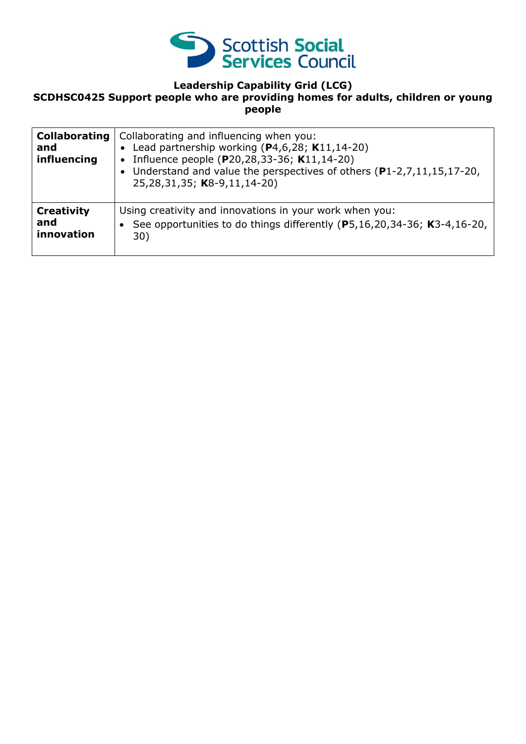**Leadership Capability Grid (LCG)**
**SCDHSC0425 Support people who are providing homes for adults, children or young people**

| | |
|---|---|
| **Collaborating and influencing** | Collaborating and influencing when you:<br>• Lead partnership working (**P**4,6,28; **K**11,14-20)<br>• Influence people (**P**20,28,33-36; **K**11,14-20)<br>• Understand and value the perspectives of others (**P**1-2,7,11,15,17-20, 25,28,31,35; **K**8-9,11,14-20) |
| **Creativity and innovation** | Using creativity and innovations in your work when you:<br>• See opportunities to do things differently (**P**5,16,20,34-36; **K**3-4,16-20, 30) |